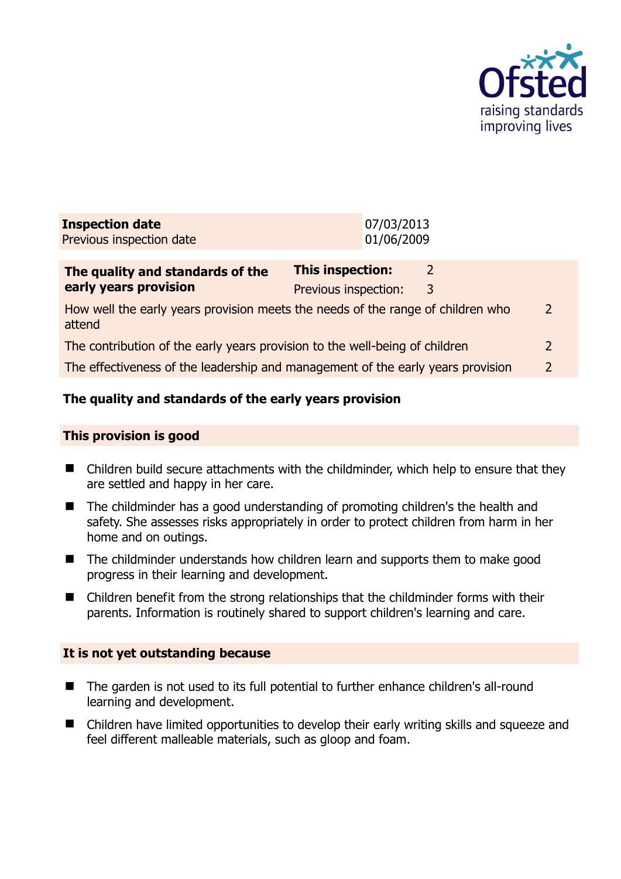Ofsted
raising standards
improving lives

| **Inspection date** | 07/03/2013 |
|---|---|
| Previous inspection date | 01/06/2009 |

| **The quality and standards of the early years provision** | **This inspection:** 2 |
|---|---|
| | Previous inspection: 3 |
| How well the early years provision meets the needs of the range of children who attend | 2 |
| The contribution of the early years provision to the well-being of children | 2 |
| The effectiveness of the leadership and management of the early years provision | 2 |

## The quality and standards of the early years provision

### This provision is good

- Children build secure attachments with the childminder, which help to ensure that they are settled and happy in her care.
- The childminder has a good understanding of promoting children's the health and safety. She assesses risks appropriately in order to protect children from harm in her home and on outings.
- The childminder understands how children learn and supports them to make good progress in their learning and development.
- Children benefit from the strong relationships that the childminder forms with their parents. Information is routinely shared to support children's learning and care.

### It is not yet outstanding because

- The garden is not used to its full potential to further enhance children's all-round learning and development.
- Children have limited opportunities to develop their early writing skills and squeeze and feel different malleable materials, such as gloop and foam.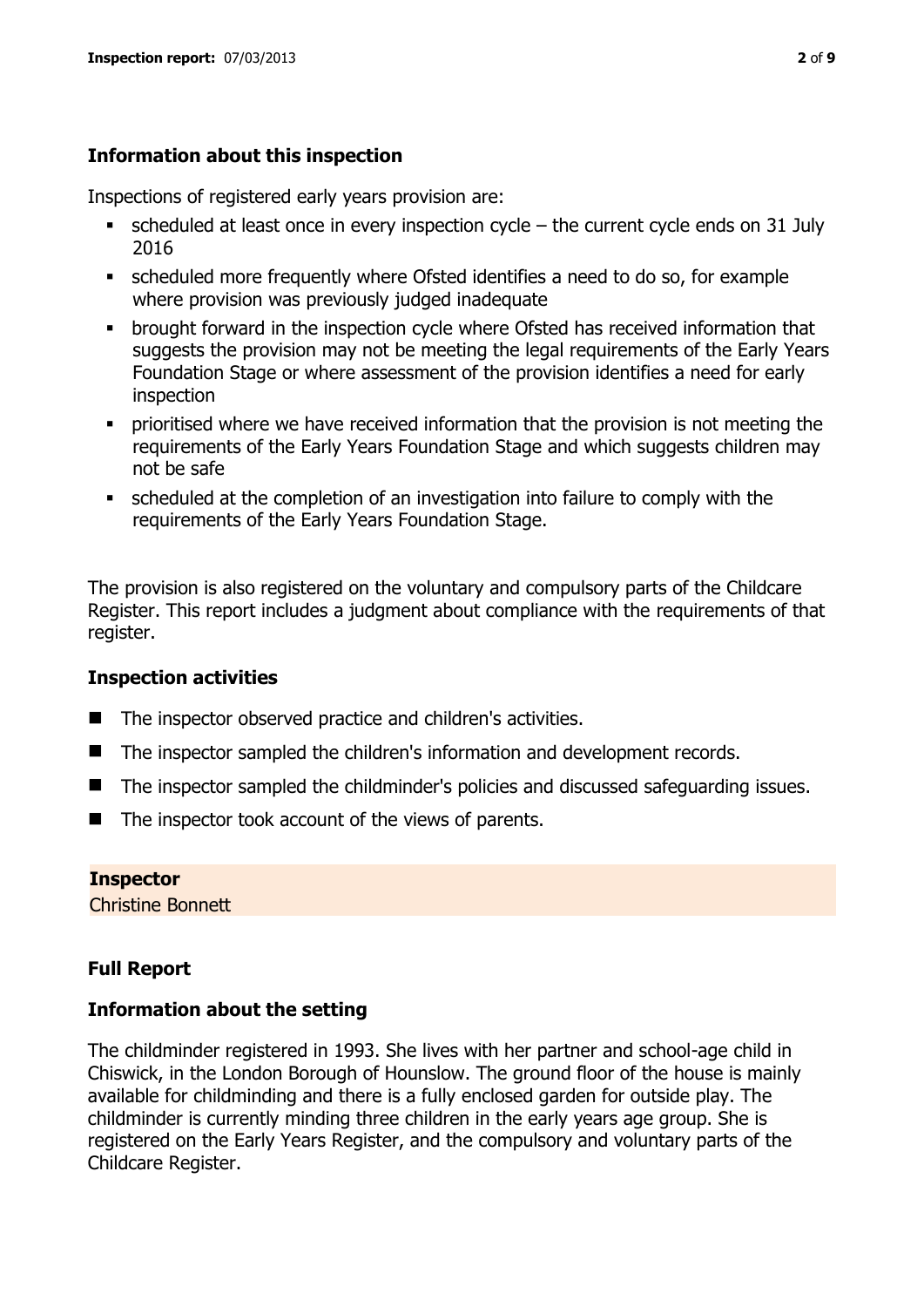### Information about this inspection

Inspections of registered early years provision are:

- scheduled at least once in every inspection cycle – the current cycle ends on 31 July 2016
- scheduled more frequently where Ofsted identifies a need to do so, for example where provision was previously judged inadequate
- brought forward in the inspection cycle where Ofsted has received information that suggests the provision may not be meeting the legal requirements of the Early Years Foundation Stage or where assessment of the provision identifies a need for early inspection
- prioritised where we have received information that the provision is not meeting the requirements of the Early Years Foundation Stage and which suggests children may not be safe
- scheduled at the completion of an investigation into failure to comply with the requirements of the Early Years Foundation Stage.

The provision is also registered on the voluntary and compulsory parts of the Childcare Register. This report includes a judgment about compliance with the requirements of that register.

### Inspection activities

- The inspector observed practice and children's activities.
- The inspector sampled the children's information and development records.
- The inspector sampled the childminder's policies and discussed safeguarding issues.
- The inspector took account of the views of parents.

**Inspector**
Christine Bonnett

### Full Report

### Information about the setting

The childminder registered in 1993. She lives with her partner and school-age child in Chiswick, in the London Borough of Hounslow. The ground floor of the house is mainly available for childminding and there is a fully enclosed garden for outside play. The childminder is currently minding three children in the early years age group. She is registered on the Early Years Register, and the compulsory and voluntary parts of the Childcare Register.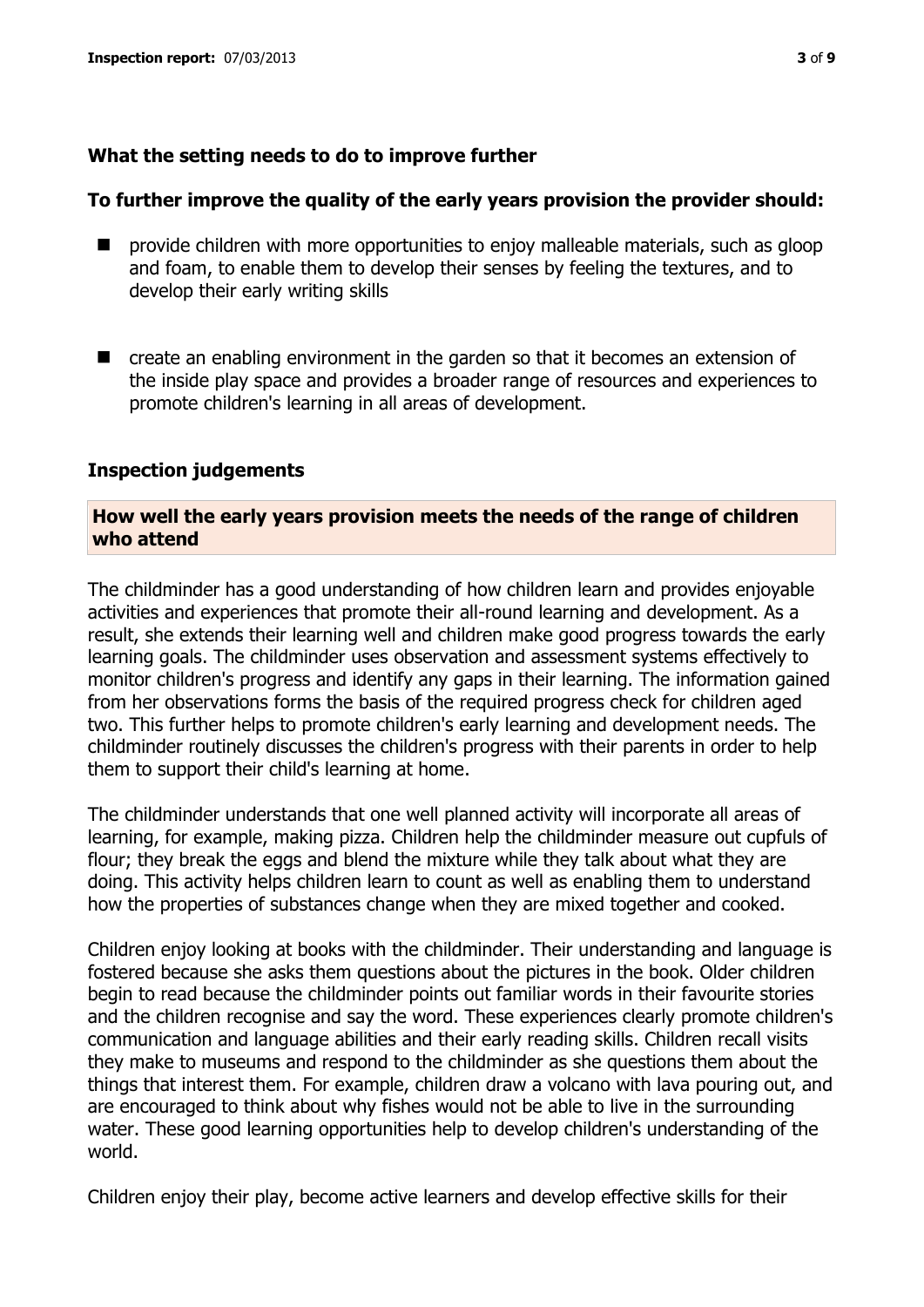## What the setting needs to do to improve further

### To further improve the quality of the early years provision the provider should:

- provide children with more opportunities to enjoy malleable materials, such as gloop and foam, to enable them to develop their senses by feeling the textures, and to develop their early writing skills
- create an enabling environment in the garden so that it becomes an extension of the inside play space and provides a broader range of resources and experiences to promote children's learning in all areas of development.

## Inspection judgements

### How well the early years provision meets the needs of the range of children who attend

The childminder has a good understanding of how children learn and provides enjoyable activities and experiences that promote their all-round learning and development. As a result, she extends their learning well and children make good progress towards the early learning goals. The childminder uses observation and assessment systems effectively to monitor children's progress and identify any gaps in their learning. The information gained from her observations forms the basis of the required progress check for children aged two. This further helps to promote children's early learning and development needs. The childminder routinely discusses the children's progress with their parents in order to help them to support their child's learning at home.

The childminder understands that one well planned activity will incorporate all areas of learning, for example, making pizza. Children help the childminder measure out cupfuls of flour; they break the eggs and blend the mixture while they talk about what they are doing. This activity helps children learn to count as well as enabling them to understand how the properties of substances change when they are mixed together and cooked.

Children enjoy looking at books with the childminder. Their understanding and language is fostered because she asks them questions about the pictures in the book. Older children begin to read because the childminder points out familiar words in their favourite stories and the children recognise and say the word. These experiences clearly promote children's communication and language abilities and their early reading skills. Children recall visits they make to museums and respond to the childminder as she questions them about the things that interest them. For example, children draw a volcano with lava pouring out, and are encouraged to think about why fishes would not be able to live in the surrounding water. These good learning opportunities help to develop children's understanding of the world.

Children enjoy their play, become active learners and develop effective skills for their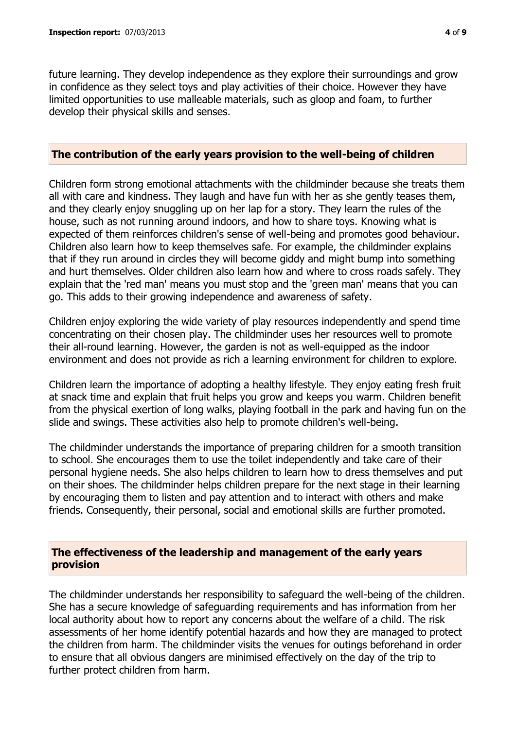future learning. They develop independence as they explore their surroundings and grow in confidence as they select toys and play activities of their choice. However they have limited opportunities to use malleable materials, such as gloop and foam, to further develop their physical skills and senses.

## The contribution of the early years provision to the well-being of children

Children form strong emotional attachments with the childminder because she treats them all with care and kindness. They laugh and have fun with her as she gently teases them, and they clearly enjoy snuggling up on her lap for a story. They learn the rules of the house, such as not running around indoors, and how to share toys. Knowing what is expected of them reinforces children's sense of well-being and promotes good behaviour. Children also learn how to keep themselves safe. For example, the childminder explains that if they run around in circles they will become giddy and might bump into something and hurt themselves. Older children also learn how and where to cross roads safely. They explain that the 'red man' means you must stop and the 'green man' means that you can go. This adds to their growing independence and awareness of safety.

Children enjoy exploring the wide variety of play resources independently and spend time concentrating on their chosen play. The childminder uses her resources well to promote their all-round learning. However, the garden is not as well-equipped as the indoor environment and does not provide as rich a learning environment for children to explore.

Children learn the importance of adopting a healthy lifestyle. They enjoy eating fresh fruit at snack time and explain that fruit helps you grow and keeps you warm. Children benefit from the physical exertion of long walks, playing football in the park and having fun on the slide and swings. These activities also help to promote children's well-being.

The childminder understands the importance of preparing children for a smooth transition to school. She encourages them to use the toilet independently and take care of their personal hygiene needs. She also helps children to learn how to dress themselves and put on their shoes. The childminder helps children prepare for the next stage in their learning by encouraging them to listen and pay attention and to interact with others and make friends. Consequently, their personal, social and emotional skills are further promoted.

## The effectiveness of the leadership and management of the early years provision

The childminder understands her responsibility to safeguard the well-being of the children. She has a secure knowledge of safeguarding requirements and has information from her local authority about how to report any concerns about the welfare of a child. The risk assessments of her home identify potential hazards and how they are managed to protect the children from harm. The childminder visits the venues for outings beforehand in order to ensure that all obvious dangers are minimised effectively on the day of the trip to further protect children from harm.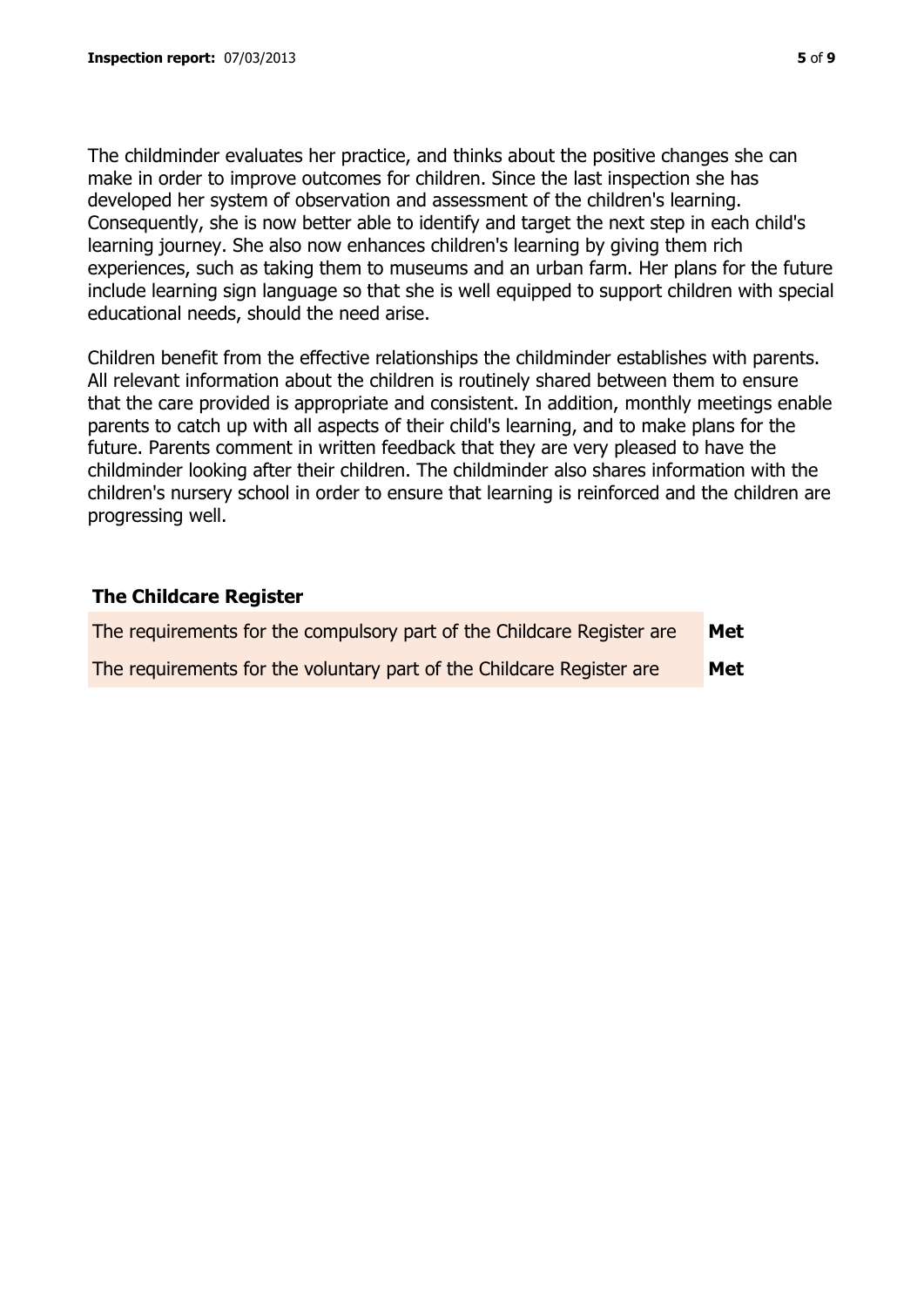The childminder evaluates her practice, and thinks about the positive changes she can make in order to improve outcomes for children. Since the last inspection she has developed her system of observation and assessment of the children's learning. Consequently, she is now better able to identify and target the next step in each child's learning journey. She also now enhances children's learning by giving them rich experiences, such as taking them to museums and an urban farm. Her plans for the future include learning sign language so that she is well equipped to support children with special educational needs, should the need arise.

Children benefit from the effective relationships the childminder establishes with parents. All relevant information about the children is routinely shared between them to ensure that the care provided is appropriate and consistent. In addition, monthly meetings enable parents to catch up with all aspects of their child's learning, and to make plans for the future. Parents comment in written feedback that they are very pleased to have the childminder looking after their children. The childminder also shares information with the children's nursery school in order to ensure that learning is reinforced and the children are progressing well.

## The Childcare Register

| | |
|---|---|
| The requirements for the compulsory part of the Childcare Register are | **Met** |
| The requirements for the voluntary part of the Childcare Register are | **Met** |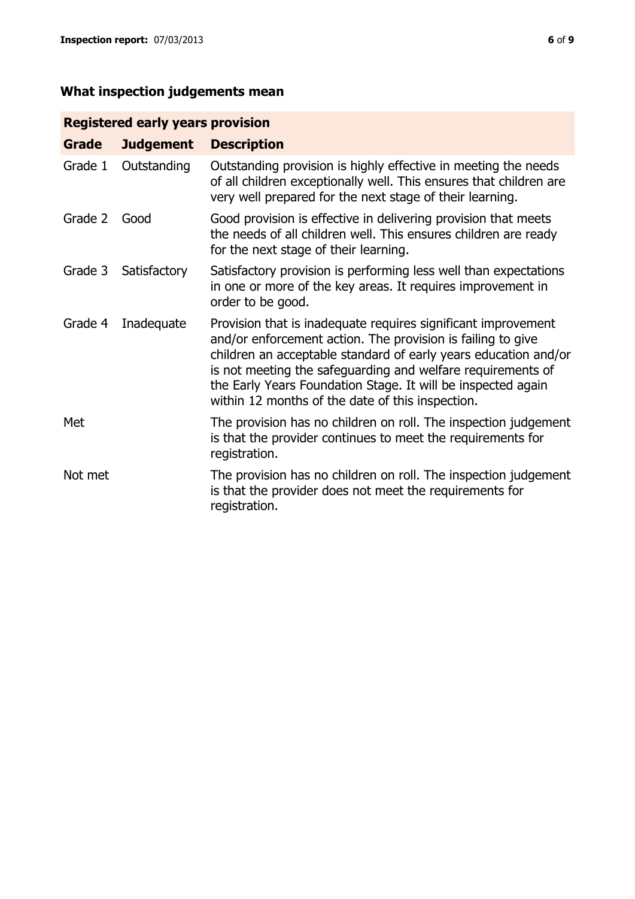## What inspection judgements mean

| Registered early years provision | | |
|---|---|---|
| **Grade** | **Judgement** | **Description** |
| Grade 1 | Outstanding | Outstanding provision is highly effective in meeting the needs of all children exceptionally well. This ensures that children are very well prepared for the next stage of their learning. |
| Grade 2 | Good | Good provision is effective in delivering provision that meets the needs of all children well. This ensures children are ready for the next stage of their learning. |
| Grade 3 | Satisfactory | Satisfactory provision is performing less well than expectations in one or more of the key areas. It requires improvement in order to be good. |
| Grade 4 | Inadequate | Provision that is inadequate requires significant improvement and/or enforcement action. The provision is failing to give children an acceptable standard of early years education and/or is not meeting the safeguarding and welfare requirements of the Early Years Foundation Stage. It will be inspected again within 12 months of the date of this inspection. |
| Met | | The provision has no children on roll. The inspection judgement is that the provider continues to meet the requirements for registration. |
| Not met | | The provision has no children on roll. The inspection judgement is that the provider does not meet the requirements for registration. |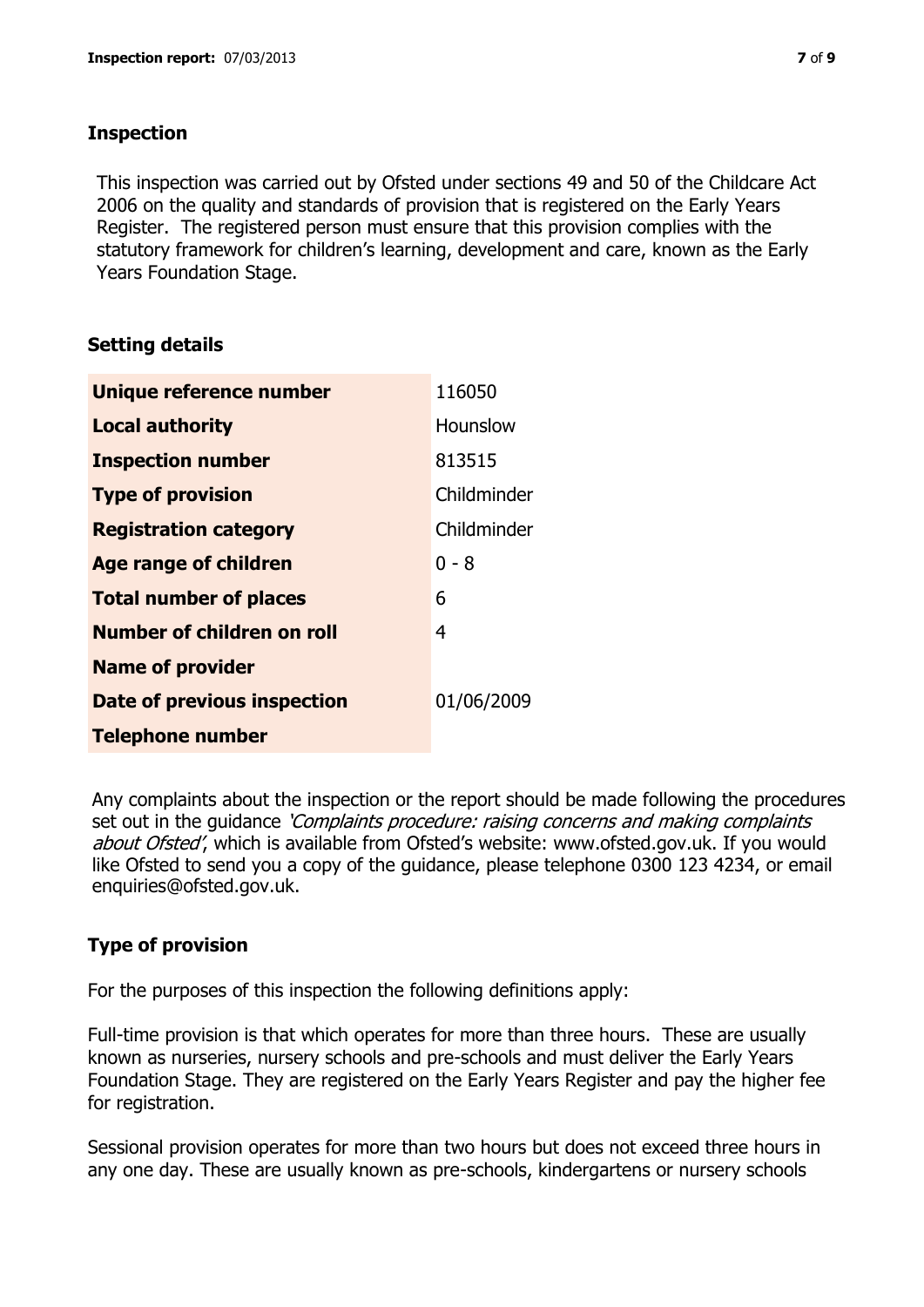## Inspection

This inspection was carried out by Ofsted under sections 49 and 50 of the Childcare Act 2006 on the quality and standards of provision that is registered on the Early Years Register. The registered person must ensure that this provision complies with the statutory framework for children's learning, development and care, known as the Early Years Foundation Stage.

## Setting details

| | |
|---|---|
| **Unique reference number** | 116050 |
| **Local authority** | Hounslow |
| **Inspection number** | 813515 |
| **Type of provision** | Childminder |
| **Registration category** | Childminder |
| **Age range of children** | 0 - 8 |
| **Total number of places** | 6 |
| **Number of children on roll** | 4 |
| **Name of provider** | |
| **Date of previous inspection** | 01/06/2009 |
| **Telephone number** | |

Any complaints about the inspection or the report should be made following the procedures set out in the guidance *'Complaints procedure: raising concerns and making complaints about Ofsted'*, which is available from Ofsted's website: www.ofsted.gov.uk. If you would like Ofsted to send you a copy of the guidance, please telephone 0300 123 4234, or email enquiries@ofsted.gov.uk.

## Type of provision

For the purposes of this inspection the following definitions apply:

Full-time provision is that which operates for more than three hours. These are usually known as nurseries, nursery schools and pre-schools and must deliver the Early Years Foundation Stage. They are registered on the Early Years Register and pay the higher fee for registration.

Sessional provision operates for more than two hours but does not exceed three hours in any one day. These are usually known as pre-schools, kindergartens or nursery schools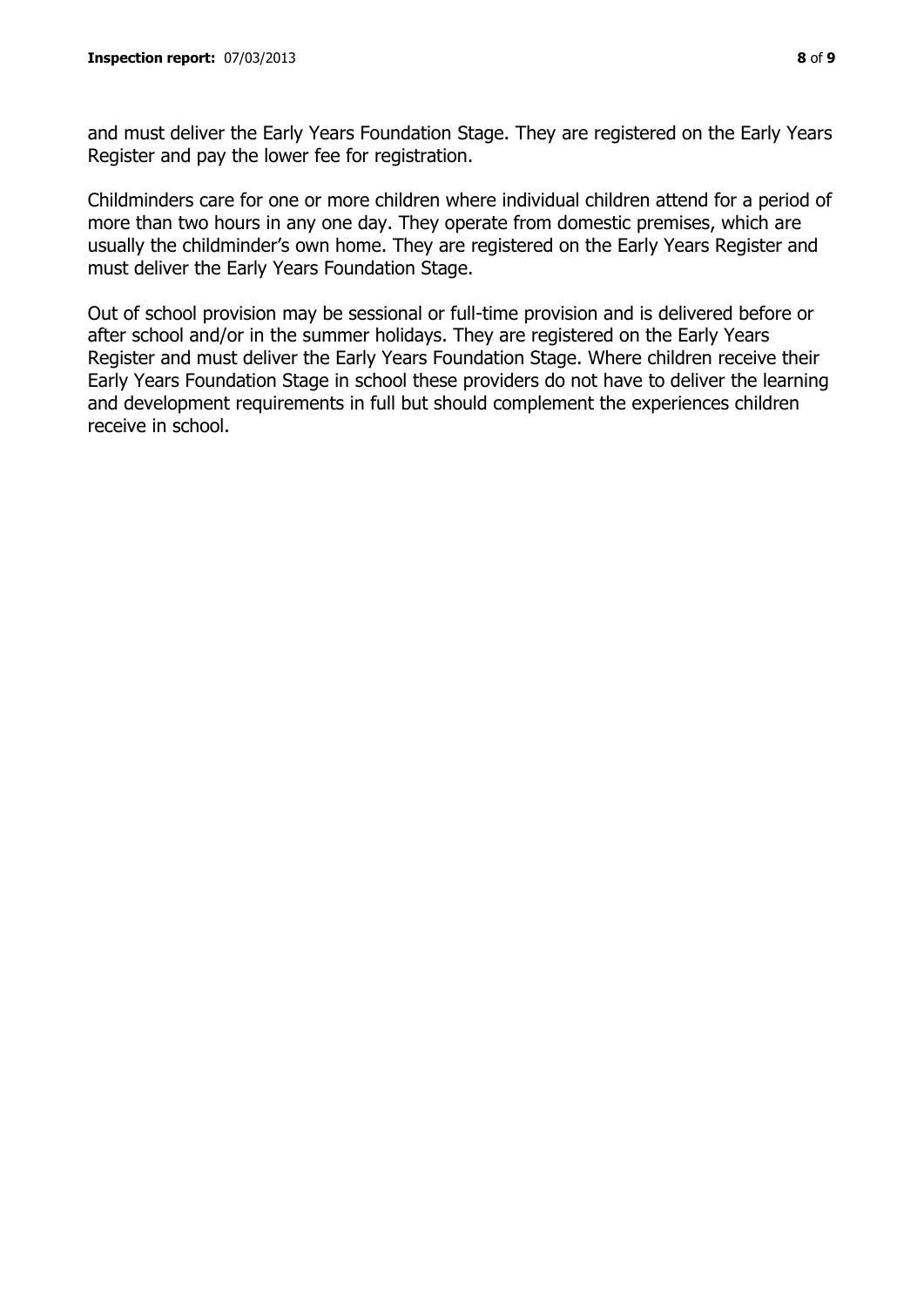and must deliver the Early Years Foundation Stage. They are registered on the Early Years Register and pay the lower fee for registration.

Childminders care for one or more children where individual children attend for a period of more than two hours in any one day. They operate from domestic premises, which are usually the childminder's own home. They are registered on the Early Years Register and must deliver the Early Years Foundation Stage.

Out of school provision may be sessional or full-time provision and is delivered before or after school and/or in the summer holidays. They are registered on the Early Years Register and must deliver the Early Years Foundation Stage. Where children receive their Early Years Foundation Stage in school these providers do not have to deliver the learning and development requirements in full but should complement the experiences children receive in school.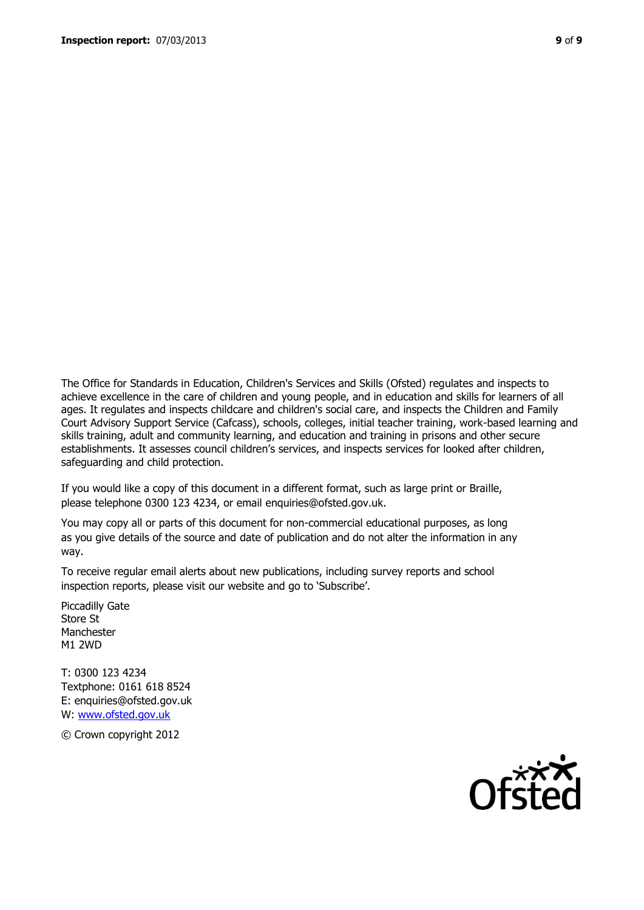The Office for Standards in Education, Children's Services and Skills (Ofsted) regulates and inspects to achieve excellence in the care of children and young people, and in education and skills for learners of all ages. It regulates and inspects childcare and children's social care, and inspects the Children and Family Court Advisory Support Service (Cafcass), schools, colleges, initial teacher training, work-based learning and skills training, adult and community learning, and education and training in prisons and other secure establishments. It assesses council children's services, and inspects services for looked after children, safeguarding and child protection.

If you would like a copy of this document in a different format, such as large print or Braille, please telephone 0300 123 4234, or email enquiries@ofsted.gov.uk.

You may copy all or parts of this document for non-commercial educational purposes, as long as you give details of the source and date of publication and do not alter the information in any way.

To receive regular email alerts about new publications, including survey reports and school inspection reports, please visit our website and go to 'Subscribe'.

Piccadilly Gate
Store St
Manchester
M1 2WD

T: 0300 123 4234
Textphone: 0161 618 8524
E: enquiries@ofsted.gov.uk
W: www.ofsted.gov.uk

© Crown copyright 2012

Ofsted